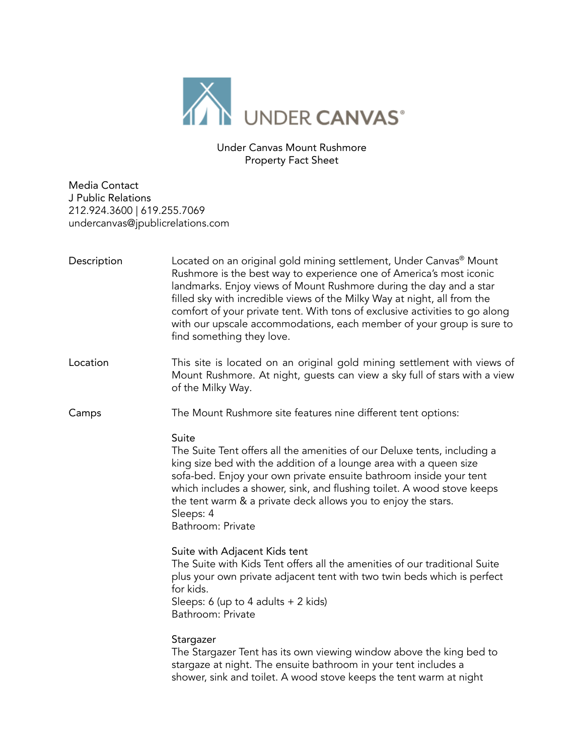# UNDER CANVAS®

Under Canvas Mount Rushmore
Property Fact Sheet

Media Contact
J Public Relations
212.924.3600 | 619.255.7069
undercanvas@jpublicrelations.com

**Description**

Located on an original gold mining settlement, Under Canvas® Mount Rushmore is the best way to experience one of America's most iconic landmarks. Enjoy views of Mount Rushmore during the day and a star filled sky with incredible views of the Milky Way at night, all from the comfort of your private tent. With tons of exclusive activities to go along with our upscale accommodations, each member of your group is sure to find something they love.

**Location**

This site is located on an original gold mining settlement with views of Mount Rushmore. At night, guests can view a sky full of stars with a view of the Milky Way.

**Camps**

The Mount Rushmore site features nine different tent options:

Suite
The Suite Tent offers all the amenities of our Deluxe tents, including a king size bed with the addition of a lounge area with a queen size sofa-bed. Enjoy your own private ensuite bathroom inside your tent which includes a shower, sink, and flushing toilet. A wood stove keeps the tent warm & a private deck allows you to enjoy the stars.
Sleeps: 4
Bathroom: Private

Suite with Adjacent Kids tent
The Suite with Kids Tent offers all the amenities of our traditional Suite plus your own private adjacent tent with two twin beds which is perfect for kids.
Sleeps: 6 (up to 4 adults + 2 kids)
Bathroom: Private

Stargazer
The Stargazer Tent has its own viewing window above the king bed to stargaze at night. The ensuite bathroom in your tent includes a shower, sink and toilet. A wood stove keeps the tent warm at night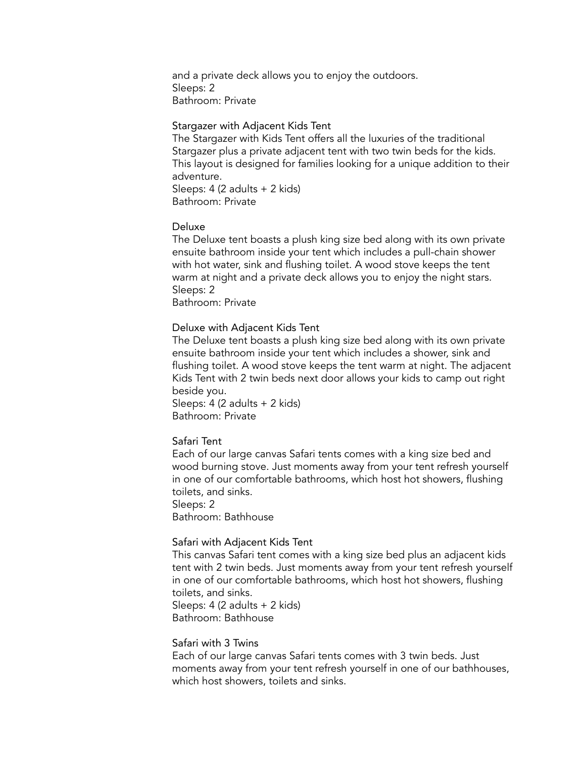and a private deck allows you to enjoy the outdoors.
Sleeps: 2
Bathroom: Private

### Stargazer with Adjacent Kids Tent

The Stargazer with Kids Tent offers all the luxuries of the traditional Stargazer plus a private adjacent tent with two twin beds for the kids. This layout is designed for families looking for a unique addition to their adventure.
Sleeps: 4 (2 adults + 2 kids)
Bathroom: Private

### Deluxe

The Deluxe tent boasts a plush king size bed along with its own private ensuite bathroom inside your tent which includes a pull-chain shower with hot water, sink and flushing toilet. A wood stove keeps the tent warm at night and a private deck allows you to enjoy the night stars.
Sleeps: 2
Bathroom: Private

### Deluxe with Adjacent Kids Tent

The Deluxe tent boasts a plush king size bed along with its own private ensuite bathroom inside your tent which includes a shower, sink and flushing toilet. A wood stove keeps the tent warm at night. The adjacent Kids Tent with 2 twin beds next door allows your kids to camp out right beside you.
Sleeps: 4 (2 adults + 2 kids)
Bathroom: Private

### Safari Tent

Each of our large canvas Safari tents comes with a king size bed and wood burning stove. Just moments away from your tent refresh yourself in one of our comfortable bathrooms, which host hot showers, flushing toilets, and sinks.
Sleeps: 2
Bathroom: Bathhouse

### Safari with Adjacent Kids Tent

This canvas Safari tent comes with a king size bed plus an adjacent kids tent with 2 twin beds. Just moments away from your tent refresh yourself in one of our comfortable bathrooms, which host hot showers, flushing toilets, and sinks.
Sleeps: 4 (2 adults + 2 kids)
Bathroom: Bathhouse

### Safari with 3 Twins

Each of our large canvas Safari tents comes with 3 twin beds. Just moments away from your tent refresh yourself in one of our bathhouses, which host showers, toilets and sinks.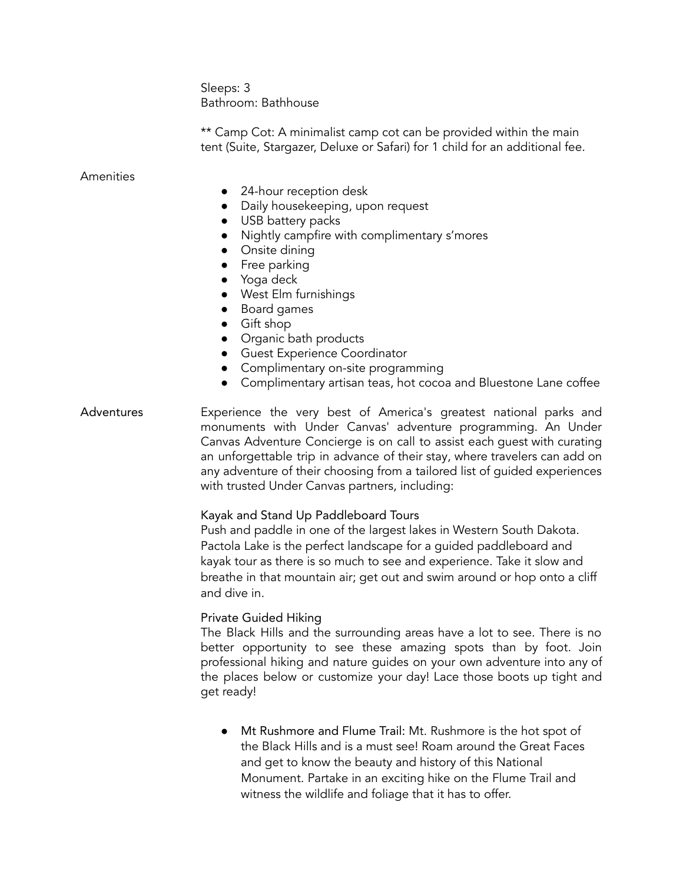Sleeps: 3
Bathroom: Bathhouse

** Camp Cot: A minimalist camp cot can be provided within the main tent (Suite, Stargazer, Deluxe or Safari) for 1 child for an additional fee.

## Amenities

- 24-hour reception desk
- Daily housekeeping, upon request
- USB battery packs
- Nightly campfire with complimentary s'mores
- Onsite dining
- Free parking
- Yoga deck
- West Elm furnishings
- Board games
- Gift shop
- Organic bath products
- Guest Experience Coordinator
- Complimentary on-site programming
- Complimentary artisan teas, hot cocoa and Bluestone Lane coffee

## Adventures

Experience the very best of America's greatest national parks and monuments with Under Canvas' adventure programming. An Under Canvas Adventure Concierge is on call to assist each guest with curating an unforgettable trip in advance of their stay, where travelers can add on any adventure of their choosing from a tailored list of guided experiences with trusted Under Canvas partners, including:

### Kayak and Stand Up Paddleboard Tours

Push and paddle in one of the largest lakes in Western South Dakota. Pactola Lake is the perfect landscape for a guided paddleboard and kayak tour as there is so much to see and experience. Take it slow and breathe in that mountain air; get out and swim around or hop onto a cliff and dive in.

### Private Guided Hiking

The Black Hills and the surrounding areas have a lot to see. There is no better opportunity to see these amazing spots than by foot. Join professional hiking and nature guides on your own adventure into any of the places below or customize your day! Lace those boots up tight and get ready!

- Mt Rushmore and Flume Trail: Mt. Rushmore is the hot spot of the Black Hills and is a must see! Roam around the Great Faces and get to know the beauty and history of this National Monument. Partake in an exciting hike on the Flume Trail and witness the wildlife and foliage that it has to offer.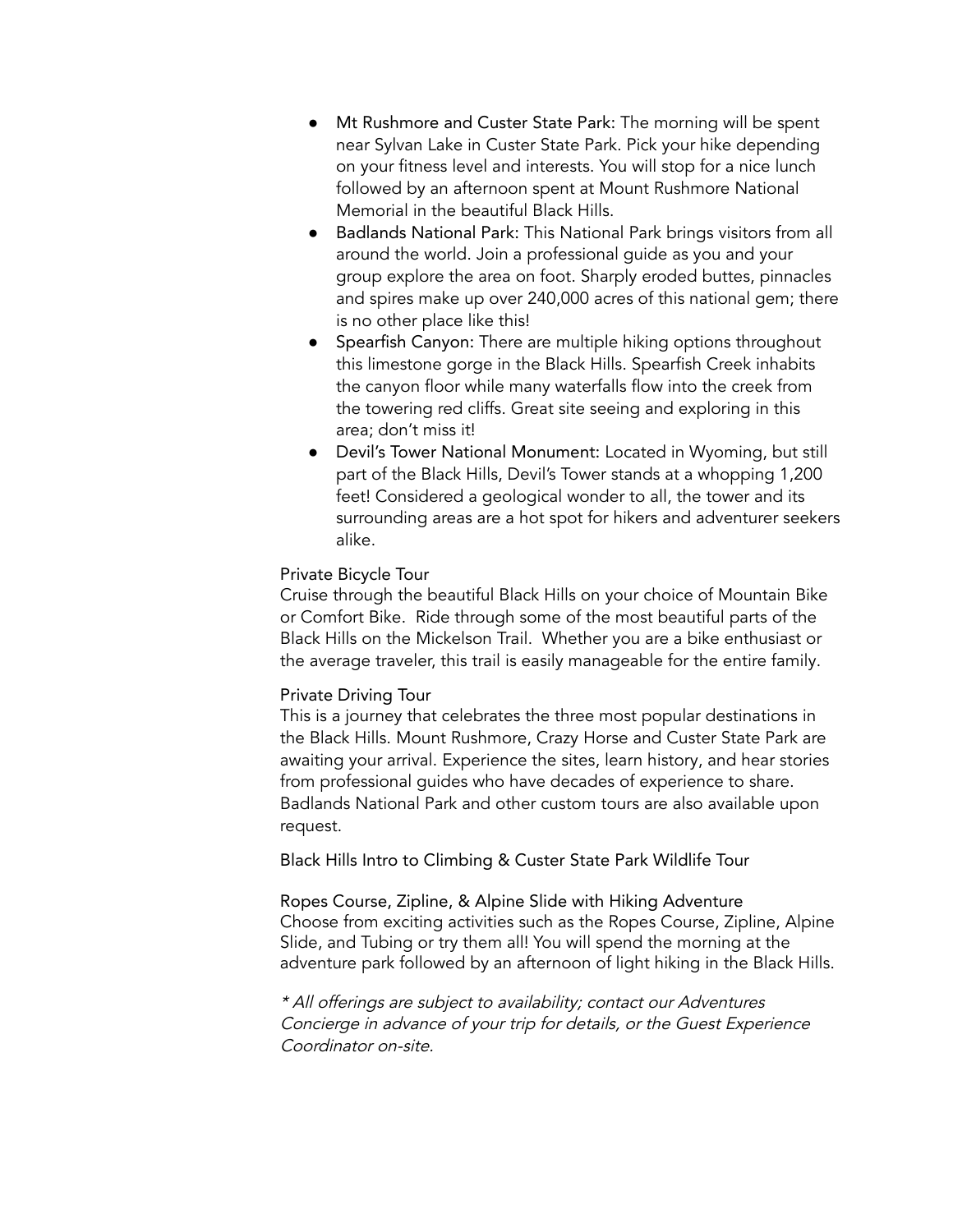- Mt Rushmore and Custer State Park: The morning will be spent near Sylvan Lake in Custer State Park. Pick your hike depending on your fitness level and interests. You will stop for a nice lunch followed by an afternoon spent at Mount Rushmore National Memorial in the beautiful Black Hills.
- Badlands National Park: This National Park brings visitors from all around the world. Join a professional guide as you and your group explore the area on foot. Sharply eroded buttes, pinnacles and spires make up over 240,000 acres of this national gem; there is no other place like this!
- Spearfish Canyon: There are multiple hiking options throughout this limestone gorge in the Black Hills. Spearfish Creek inhabits the canyon floor while many waterfalls flow into the creek from the towering red cliffs. Great site seeing and exploring in this area; don't miss it!
- Devil's Tower National Monument: Located in Wyoming, but still part of the Black Hills, Devil's Tower stands at a whopping 1,200 feet! Considered a geological wonder to all, the tower and its surrounding areas are a hot spot for hikers and adventurer seekers alike.

Private Bicycle Tour

Cruise through the beautiful Black Hills on your choice of Mountain Bike or Comfort Bike. Ride through some of the most beautiful parts of the Black Hills on the Mickelson Trail. Whether you are a bike enthusiast or the average traveler, this trail is easily manageable for the entire family.

Private Driving Tour

This is a journey that celebrates the three most popular destinations in the Black Hills. Mount Rushmore, Crazy Horse and Custer State Park are awaiting your arrival. Experience the sites, learn history, and hear stories from professional guides who have decades of experience to share. Badlands National Park and other custom tours are also available upon request.

Black Hills Intro to Climbing & Custer State Park Wildlife Tour

Ropes Course, Zipline, & Alpine Slide with Hiking Adventure

Choose from exciting activities such as the Ropes Course, Zipline, Alpine Slide, and Tubing or try them all! You will spend the morning at the adventure park followed by an afternoon of light hiking in the Black Hills.

*\* All offerings are subject to availability; contact our Adventures Concierge in advance of your trip for details, or the Guest Experience Coordinator on-site.*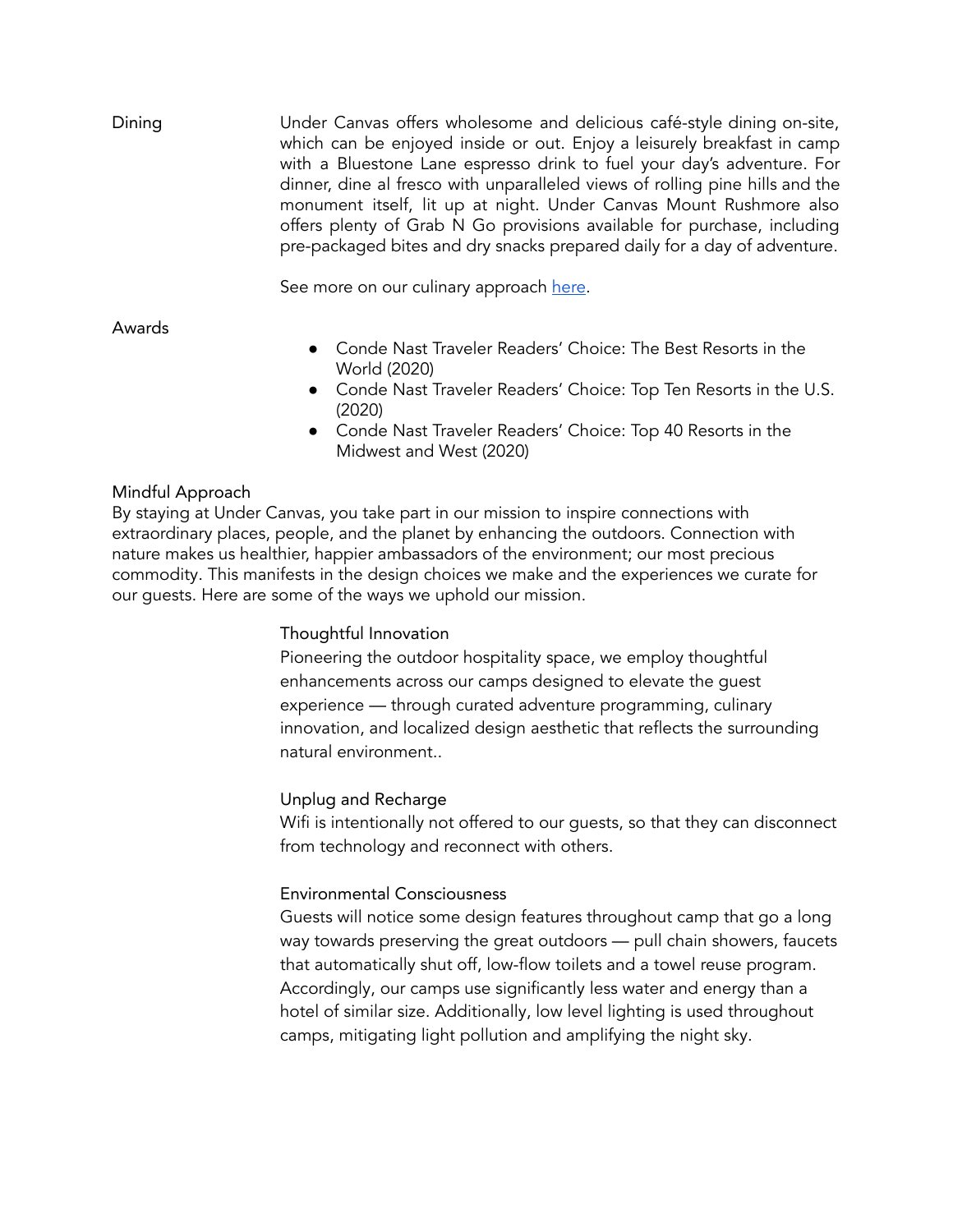**Dining**

Under Canvas offers wholesome and delicious café-style dining on-site, which can be enjoyed inside or out. Enjoy a leisurely breakfast in camp with a Bluestone Lane espresso drink to fuel your day's adventure. For dinner, dine al fresco with unparalleled views of rolling pine hills and the monument itself, lit up at night. Under Canvas Mount Rushmore also offers plenty of Grab N Go provisions available for purchase, including pre-packaged bites and dry snacks prepared daily for a day of adventure.

See more on our culinary approach [here]().

**Awards**

- Conde Nast Traveler Readers' Choice: The Best Resorts in the World (2020)
- Conde Nast Traveler Readers' Choice: Top Ten Resorts in the U.S. (2020)
- Conde Nast Traveler Readers' Choice: Top 40 Resorts in the Midwest and West (2020)

## Mindful Approach

By staying at Under Canvas, you take part in our mission to inspire connections with extraordinary places, people, and the planet by enhancing the outdoors. Connection with nature makes us healthier, happier ambassadors of the environment; our most precious commodity. This manifests in the design choices we make and the experiences we curate for our guests. Here are some of the ways we uphold our mission.

### Thoughtful Innovation

Pioneering the outdoor hospitality space, we employ thoughtful enhancements across our camps designed to elevate the guest experience — through curated adventure programming, culinary innovation, and localized design aesthetic that reflects the surrounding natural environment..

### Unplug and Recharge

Wifi is intentionally not offered to our guests, so that they can disconnect from technology and reconnect with others.

### Environmental Consciousness

Guests will notice some design features throughout camp that go a long way towards preserving the great outdoors — pull chain showers, faucets that automatically shut off, low-flow toilets and a towel reuse program. Accordingly, our camps use significantly less water and energy than a hotel of similar size. Additionally, low level lighting is used throughout camps, mitigating light pollution and amplifying the night sky.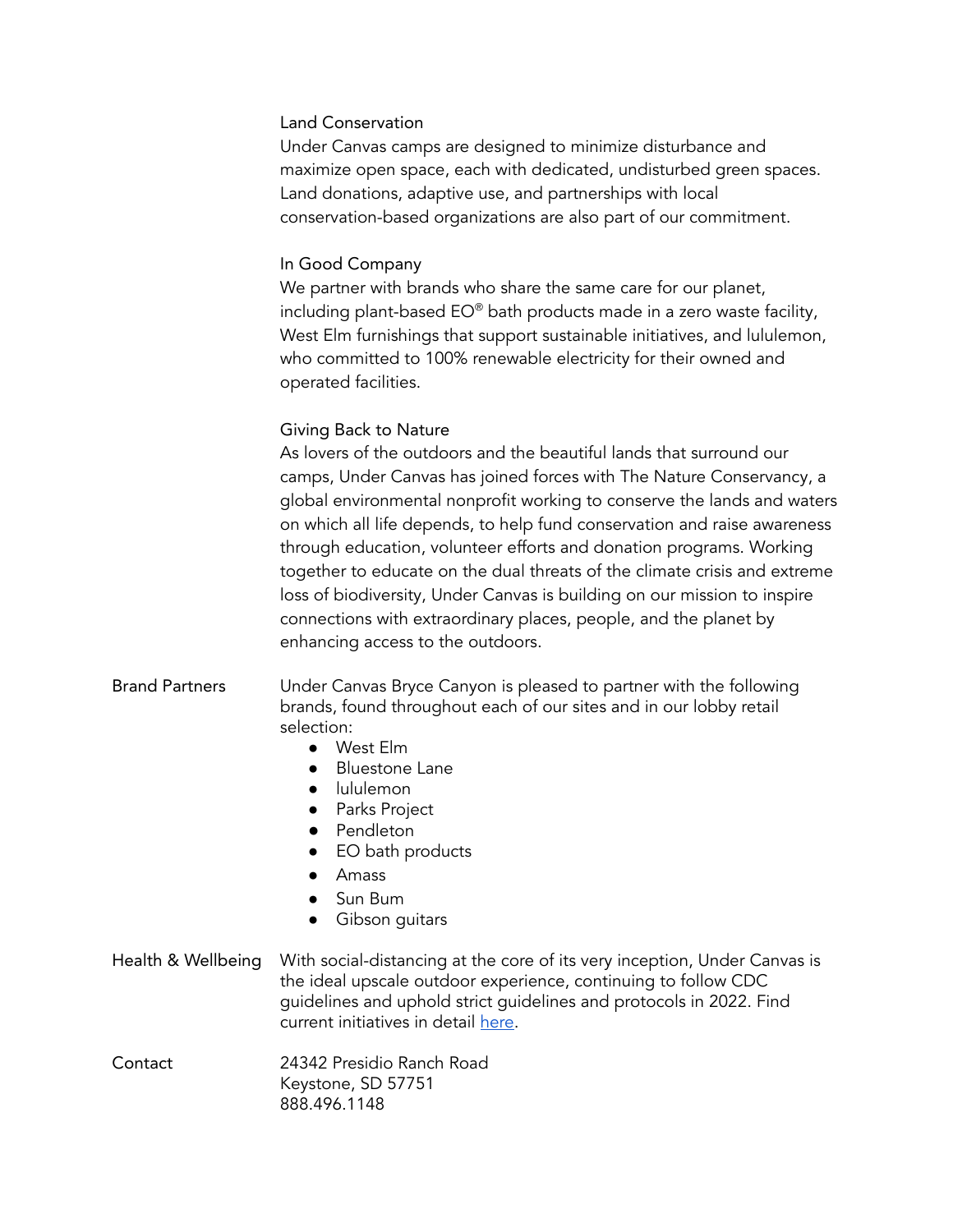### Land Conservation

Under Canvas camps are designed to minimize disturbance and maximize open space, each with dedicated, undisturbed green spaces. Land donations, adaptive use, and partnerships with local conservation-based organizations are also part of our commitment.

### In Good Company

We partner with brands who share the same care for our planet, including plant-based EO® bath products made in a zero waste facility, West Elm furnishings that support sustainable initiatives, and lululemon, who committed to 100% renewable electricity for their owned and operated facilities.

### Giving Back to Nature

As lovers of the outdoors and the beautiful lands that surround our camps, Under Canvas has joined forces with The Nature Conservancy, a global environmental nonprofit working to conserve the lands and waters on which all life depends, to help fund conservation and raise awareness through education, volunteer efforts and donation programs. Working together to educate on the dual threats of the climate crisis and extreme loss of biodiversity, Under Canvas is building on our mission to inspire connections with extraordinary places, people, and the planet by enhancing access to the outdoors.

## Brand Partners

Under Canvas Bryce Canyon is pleased to partner with the following brands, found throughout each of our sites and in our lobby retail selection:

- West Elm
- Bluestone Lane
- lululemon
- Parks Project
- Pendleton
- EO bath products
- Amass
- Sun Bum
- Gibson guitars

## Health & Wellbeing

With social-distancing at the core of its very inception, Under Canvas is the ideal upscale outdoor experience, continuing to follow CDC guidelines and uphold strict guidelines and protocols in 2022. Find current initiatives in detail here.

## Contact

24342 Presidio Ranch Road
Keystone, SD 57751
888.496.1148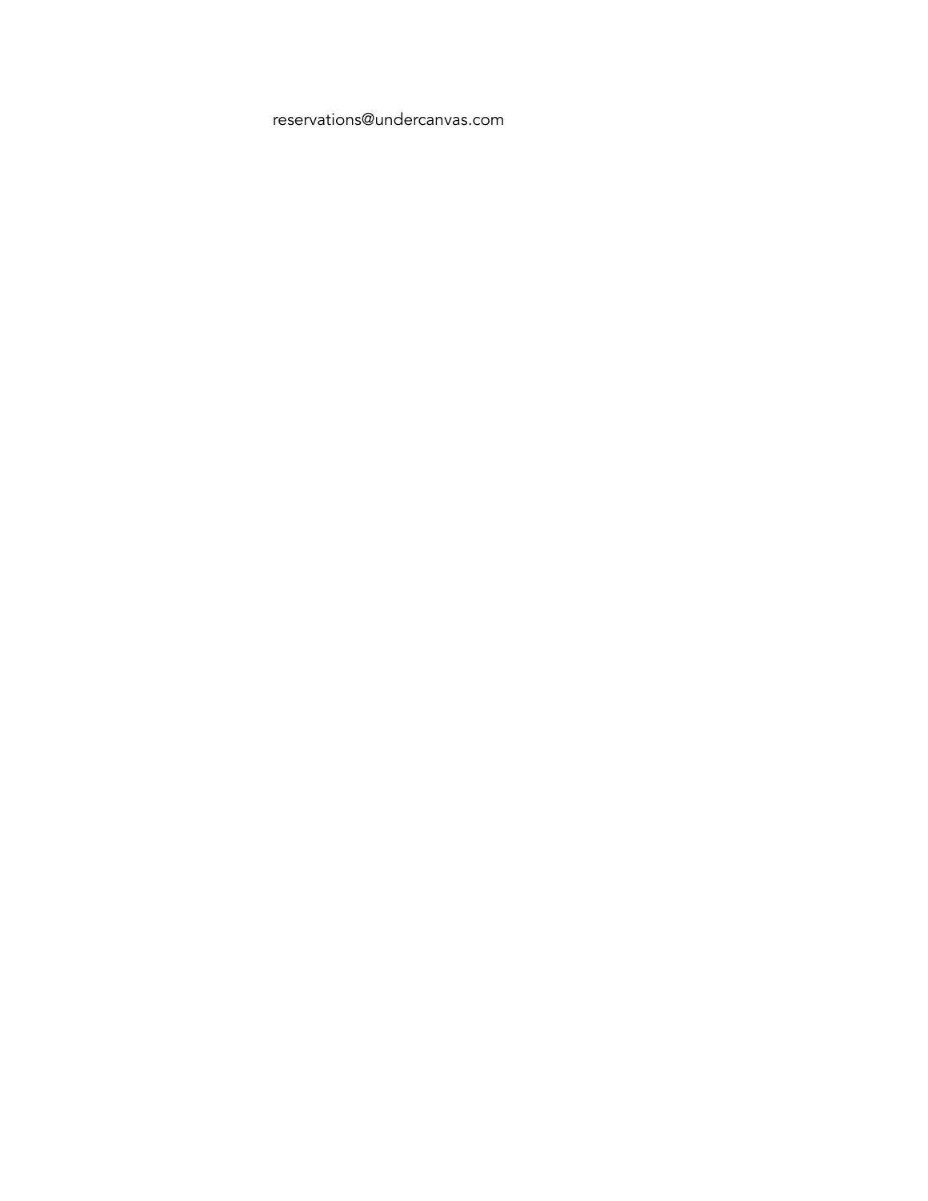reservations@undercanvas.com